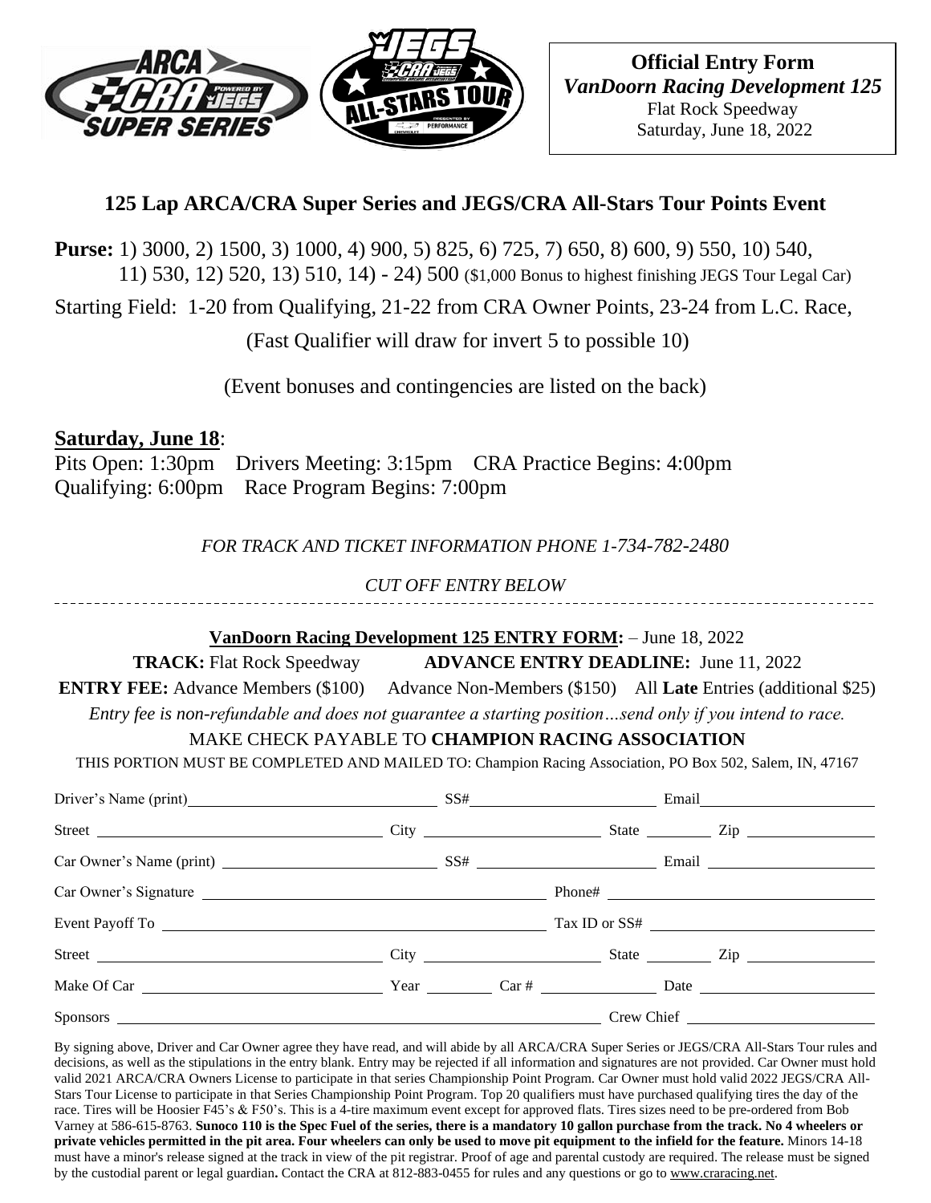**Official Entry Form**
***VanDoorn Racing Development 125***
Flat Rock Speedway
Saturday, June 18, 2022

## 125 Lap ARCA/CRA Super Series and JEGS/CRA All-Stars Tour Points Event

**Purse:** 1) 3000, 2) 1500, 3) 1000, 4) 900, 5) 825, 6) 725, 7) 650, 8) 600, 9) 550, 10) 540, 11) 530, 12) 520, 13) 510, 14) - 24) 500 ($1,000 Bonus to highest finishing JEGS Tour Legal Car)

Starting Field: 1-20 from Qualifying, 21-22 from CRA Owner Points, 23-24 from L.C. Race,

(Fast Qualifier will draw for invert 5 to possible 10)

(Event bonuses and contingencies are listed on the back)

**Saturday, June 18**:

Pits Open: 1:30pm Drivers Meeting: 3:15pm CRA Practice Begins: 4:00pm
Qualifying: 6:00pm Race Program Begins: 7:00pm

*FOR TRACK AND TICKET INFORMATION PHONE 1-734-782-2480*

*CUT OFF ENTRY BELOW*

---

**VanDoorn Racing Development 125 ENTRY FORM:** – June 18, 2022

**TRACK:** Flat Rock Speedway **ADVANCE ENTRY DEADLINE:** June 11, 2022

**ENTRY FEE:** Advance Members ($100) Advance Non-Members ($150) All **Late** Entries (additional $25)

*Entry fee is non-refundable and does not guarantee a starting position…send only if you intend to race.*

MAKE CHECK PAYABLE TO **CHAMPION RACING ASSOCIATION**

THIS PORTION MUST BE COMPLETED AND MAILED TO: Champion Racing Association, PO Box 502, Salem, IN, 47167

Driver's Name (print) ______________ SS# ______________ Email ______________

Street ______________ City ______________ State ________ Zip ______________

Car Owner's Name (print) ______________ SS# ______________ Email ______________

Car Owner's Signature ______________ Phone# ______________

Event Payoff To ______________ Tax ID or SS# ______________

Street ______________ City ______________ State ________ Zip ______________

Make Of Car ______________ Year ________ Car # ______________ Date ______________

Sponsors ______________ Crew Chief ______________

By signing above, Driver and Car Owner agree they have read, and will abide by all ARCA/CRA Super Series or JEGS/CRA All-Stars Tour rules and decisions, as well as the stipulations in the entry blank. Entry may be rejected if all information and signatures are not provided. Car Owner must hold valid 2021 ARCA/CRA Owners License to participate in that series Championship Point Program. Car Owner must hold valid 2022 JEGS/CRA All-Stars Tour License to participate in that Series Championship Point Program. Top 20 qualifiers must have purchased qualifying tires the day of the race. Tires will be Hoosier F45's & F50's. This is a 4-tire maximum event except for approved flats. Tires sizes need to be pre-ordered from Bob Varney at 586-615-8763. **Sunoco 110 is the Spec Fuel of the series, there is a mandatory 10 gallon purchase from the track. No 4 wheelers or private vehicles permitted in the pit area. Four wheelers can only be used to move pit equipment to the infield for the feature.** Minors 14-18 must have a minor's release signed at the track in view of the pit registrar. Proof of age and parental custody are required. The release must be signed by the custodial parent or legal guardian**.** Contact the CRA at 812-883-0455 for rules and any questions or go to www.craracing.net.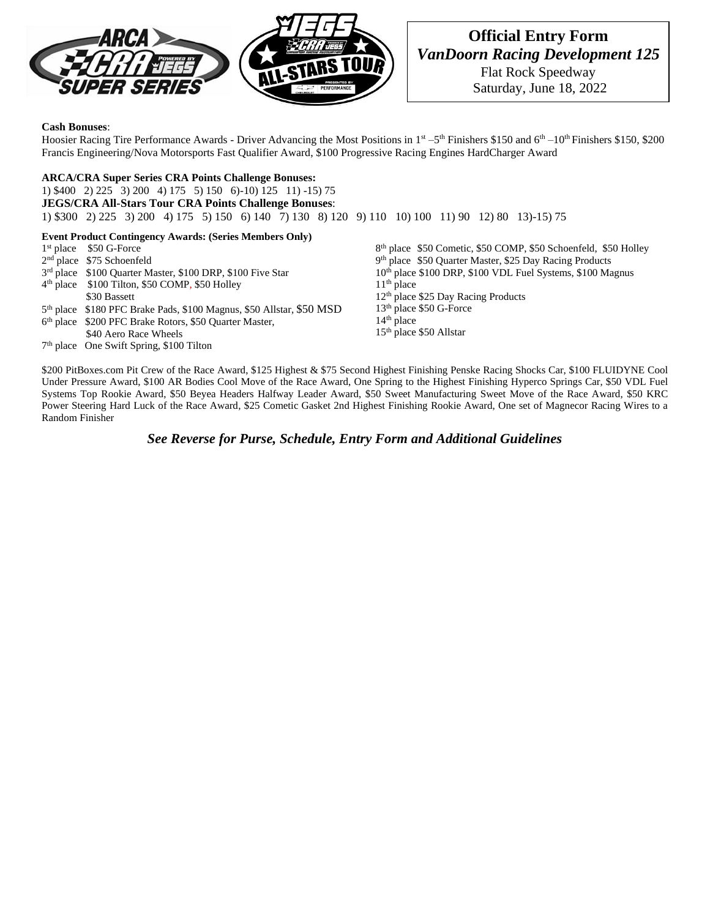**Official Entry Form**
***VanDoorn Racing Development 125***
Flat Rock Speedway
Saturday, June 18, 2022

**Cash Bonuses**:
Hoosier Racing Tire Performance Awards - Driver Advancing the Most Positions in 1st –5th Finishers $150 and 6th –10th Finishers $150, $200 Francis Engineering/Nova Motorsports Fast Qualifier Award, $100 Progressive Racing Engines HardCharger Award

**ARCA/CRA Super Series CRA Points Challenge Bonuses:**
1) $400 2) 225 3) 200 4) 175 5) 150 6)-10) 125 11) -15) 75

**JEGS/CRA All-Stars Tour CRA Points Challenge Bonuses**:
1) $300 2) 225 3) 200 4) 175 5) 150 6) 140 7) 130 8) 120 9) 110 10) 100 11) 90 12) 80 13)-15) 75

**Event Product Contingency Awards: (Series Members Only)**

1st place $50 G-Force
2nd place $75 Schoenfeld
3rd place $100 Quarter Master, $100 DRP, $100 Five Star
4th place $100 Tilton, $50 COMP, $50 Holley
$30 Bassett
5th place $180 PFC Brake Pads, $100 Magnus, $50 Allstar, $50 MSD
6th place $200 PFC Brake Rotors, $50 Quarter Master,
$40 Aero Race Wheels
7th place One Swift Spring, $100 Tilton
8th place $50 Cometic, $50 COMP, $50 Schoenfeld, $50 Holley
9th place $50 Quarter Master, $25 Day Racing Products
10th place $100 DRP, $100 VDL Fuel Systems, $100 Magnus
11th place
12th place $25 Day Racing Products
13th place $50 G-Force
14th place
15th place $50 Allstar

$200 PitBoxes.com Pit Crew of the Race Award, $125 Highest & $75 Second Highest Finishing Penske Racing Shocks Car, $100 FLUIDYNE Cool Under Pressure Award, $100 AR Bodies Cool Move of the Race Award, One Spring to the Highest Finishing Hyperco Springs Car, $50 VDL Fuel Systems Top Rookie Award, $50 Beyea Headers Halfway Leader Award, $50 Sweet Manufacturing Sweet Move of the Race Award, $50 KRC Power Steering Hard Luck of the Race Award, $25 Cometic Gasket 2nd Highest Finishing Rookie Award, One set of Magnecor Racing Wires to a Random Finisher

***See Reverse for Purse, Schedule, Entry Form and Additional Guidelines***